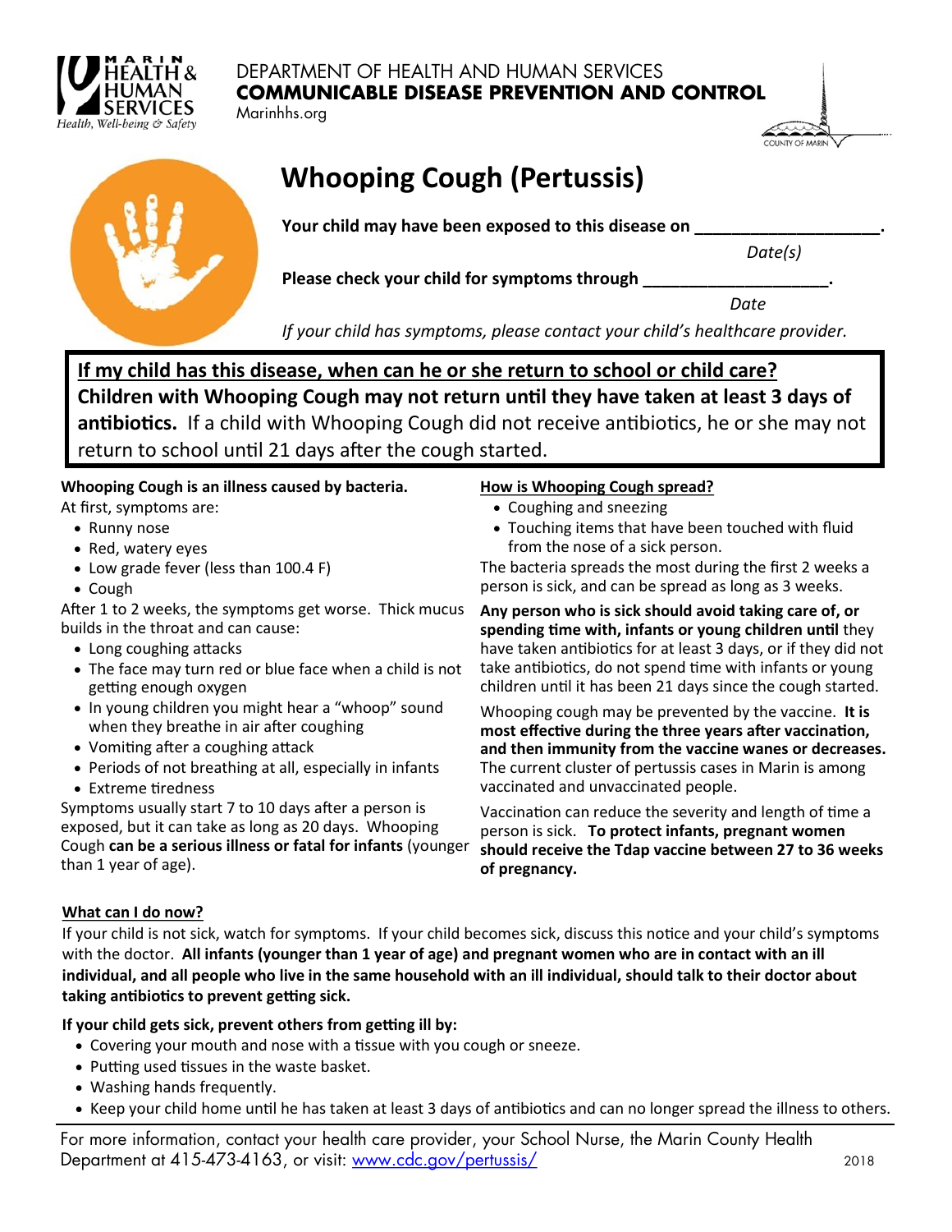DEPARTMENT OF HEALTH AND HUMAN SERVICES
**COMMUNICABLE DISEASE PREVENTION AND CONTROL**
Marinhhs.org

# Whooping Cough (Pertussis)

**Your child may have been exposed to this disease on ____________________.**
*Date(s)*

**Please check your child for symptoms through ____________________.**
*Date*

*If your child has symptoms, please contact your child's healthcare provider.*

**<u>If my child has this disease, when can he or she return to school or child care?</u>**
**Children with Whooping Cough may not return until they have taken at least 3 days of antibiotics.** If a child with Whooping Cough did not receive antibiotics, he or she may not return to school until 21 days after the cough started.

**Whooping Cough is an illness caused by bacteria.**
At first, symptoms are:

- Runny nose
- Red, watery eyes
- Low grade fever (less than 100.4 F)
- Cough

After 1 to 2 weeks, the symptoms get worse. Thick mucus builds in the throat and can cause:

- Long coughing attacks
- The face may turn red or blue face when a child is not getting enough oxygen
- In young children you might hear a "whoop" sound when they breathe in air after coughing
- Vomiting after a coughing attack
- Periods of not breathing at all, especially in infants
- Extreme tiredness

Symptoms usually start 7 to 10 days after a person is exposed, but it can take as long as 20 days. Whooping Cough **can be a serious illness or fatal for infants** (younger than 1 year of age).

**<u>How is Whooping Cough spread?</u>**

- Coughing and sneezing
- Touching items that have been touched with fluid from the nose of a sick person.

The bacteria spreads the most during the first 2 weeks a person is sick, and can be spread as long as 3 weeks.

**Any person who is sick should avoid taking care of, or spending time with, infants or young children until** they have taken antibiotics for at least 3 days, or if they did not take antibiotics, do not spend time with infants or young children until it has been 21 days since the cough started.

Whooping cough may be prevented by the vaccine. **It is most effective during the three years after vaccination, and then immunity from the vaccine wanes or decreases.** The current cluster of pertussis cases in Marin is among vaccinated and unvaccinated people.

Vaccination can reduce the severity and length of time a person is sick. **To protect infants, pregnant women should receive the Tdap vaccine between 27 to 36 weeks of pregnancy.**

**<u>What can I do now?</u>**

If your child is not sick, watch for symptoms. If your child becomes sick, discuss this notice and your child's symptoms with the doctor. **All infants (younger than 1 year of age) and pregnant women who are in contact with an ill individual, and all people who live in the same household with an ill individual, should talk to their doctor about taking antibiotics to prevent getting sick.**

**If your child gets sick, prevent others from getting ill by:**

- Covering your mouth and nose with a tissue with you cough or sneeze.
- Putting used tissues in the waste basket.
- Washing hands frequently.
- Keep your child home until he has taken at least 3 days of antibiotics and can no longer spread the illness to others.

For more information, contact your health care provider, your School Nurse, the Marin County Health Department at 415-473-4163, or visit: [www.cdc.gov/pertussis/](www.cdc.gov/pertussis/)

2018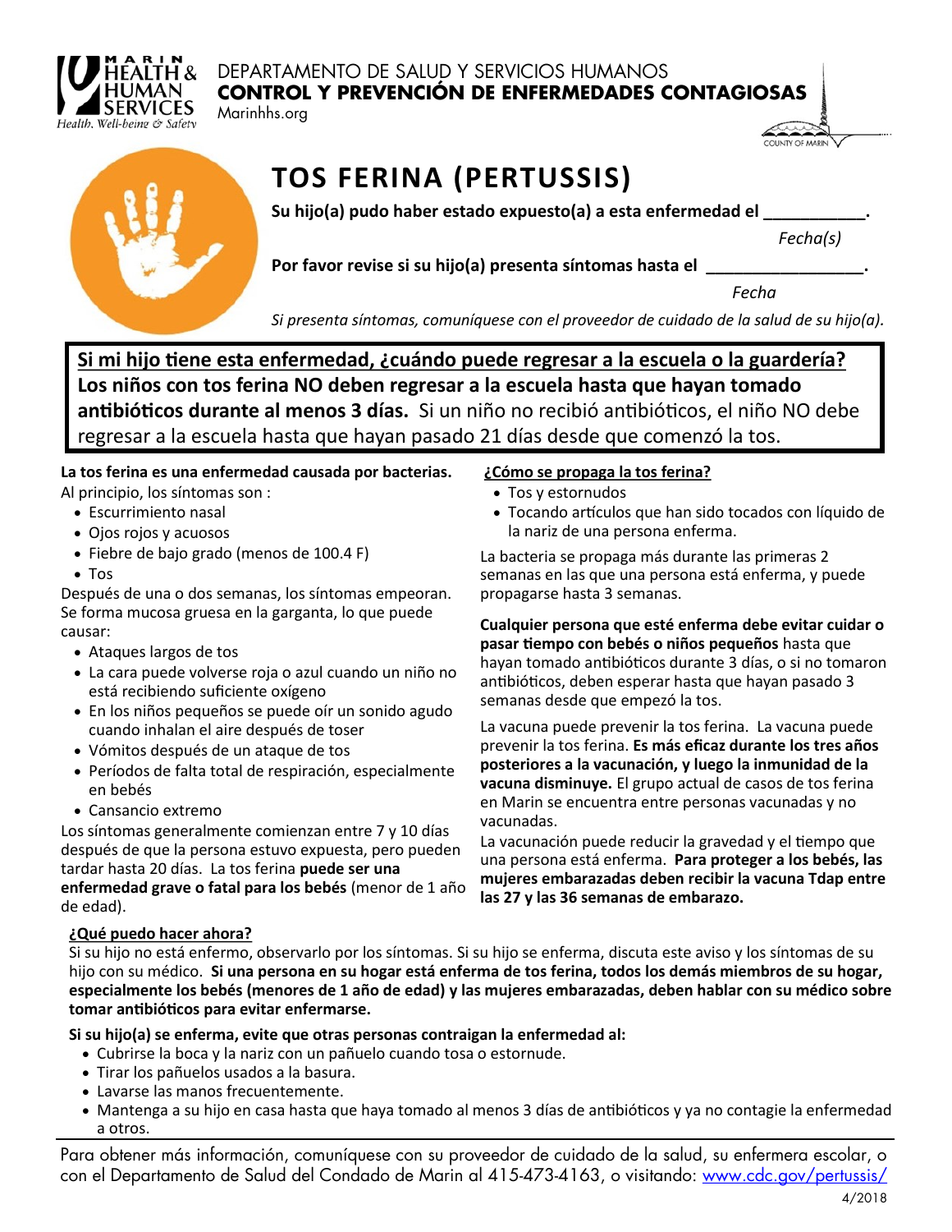DEPARTAMENTO DE SALUD Y SERVICIOS HUMANOS
**CONTROL Y PREVENCIÓN DE ENFERMEDADES CONTAGIOSAS**
Marinhhs.org

# TOS FERINA (PERTUSSIS)

**Su hijo(a) pudo haber estado expuesto(a) a esta enfermedad el ___________.**
*Fecha(s)*

**Por favor revise si su hijo(a) presenta síntomas hasta el _________________.**
*Fecha*

*Si presenta síntomas, comuníquese con el proveedor de cuidado de la salud de su hijo(a).*

**Si mi hijo tiene esta enfermedad, ¿cuándo puede regresar a la escuela o la guardería?**
**Los niños con tos ferina NO deben regresar a la escuela hasta que hayan tomado antibióticos durante al menos 3 días.** Si un niño no recibió antibióticos, el niño NO debe regresar a la escuela hasta que hayan pasado 21 días desde que comenzó la tos.

**La tos ferina es una enfermedad causada por bacterias.**
Al principio, los síntomas son :
- Escurrimiento nasal
- Ojos rojos y acuosos
- Fiebre de bajo grado (menos de 100.4 F)
- Tos

Después de una o dos semanas, los síntomas empeoran. Se forma mucosa gruesa en la garganta, lo que puede causar:
- Ataques largos de tos
- La cara puede volverse roja o azul cuando un niño no está recibiendo suficiente oxígeno
- En los niños pequeños se puede oír un sonido agudo cuando inhalan el aire después de toser
- Vómitos después de un ataque de tos
- Períodos de falta total de respiración, especialmente en bebés
- Cansancio extremo

Los síntomas generalmente comienzan entre 7 y 10 días después de que la persona estuvo expuesta, pero pueden tardar hasta 20 días. La tos ferina **puede ser una enfermedad grave o fatal para los bebés** (menor de 1 año de edad).

**¿Cómo se propaga la tos ferina?**
- Tos y estornudos
- Tocando artículos que han sido tocados con líquido de la nariz de una persona enferma.

La bacteria se propaga más durante las primeras 2 semanas en las que una persona está enferma, y puede propagarse hasta 3 semanas.

**Cualquier persona que esté enferma debe evitar cuidar o pasar tiempo con bebés o niños pequeños** hasta que hayan tomado antibióticos durante 3 días, o si no tomaron antibióticos, deben esperar hasta que hayan pasado 3 semanas desde que empezó la tos.

La vacuna puede prevenir la tos ferina. La vacuna puede prevenir la tos ferina. **Es más eficaz durante los tres años posteriores a la vacunación, y luego la inmunidad de la vacuna disminuye.** El grupo actual de casos de tos ferina en Marin se encuentra entre personas vacunadas y no vacunadas.

La vacunación puede reducir la gravedad y el tiempo que una persona está enferma. **Para proteger a los bebés, las mujeres embarazadas deben recibir la vacuna Tdap entre las 27 y las 36 semanas de embarazo.**

**¿Qué puedo hacer ahora?**
Si su hijo no está enfermo, observarlo por los síntomas. Si su hijo se enferma, discuta este aviso y los síntomas de su hijo con su médico. **Si una persona en su hogar está enferma de tos ferina, todos los demás miembros de su hogar, especialmente los bebés (menores de 1 año de edad) y las mujeres embarazadas, deben hablar con su médico sobre tomar antibióticos para evitar enfermarse.**

**Si su hijo(a) se enferma, evite que otras personas contraigan la enfermedad al:**
- Cubrirse la boca y la nariz con un pañuelo cuando tosa o estornude.
- Tirar los pañuelos usados a la basura.
- Lavarse las manos frecuentemente.
- Mantenga a su hijo en casa hasta que haya tomado al menos 3 días de antibióticos y ya no contagie la enfermedad a otros.

Para obtener más información, comuníquese con su proveedor de cuidado de la salud, su enfermera escolar, o con el Departamento de Salud del Condado de Marin al 415-473-4163, o visitando: www.cdc.gov/pertussis/

4/2018